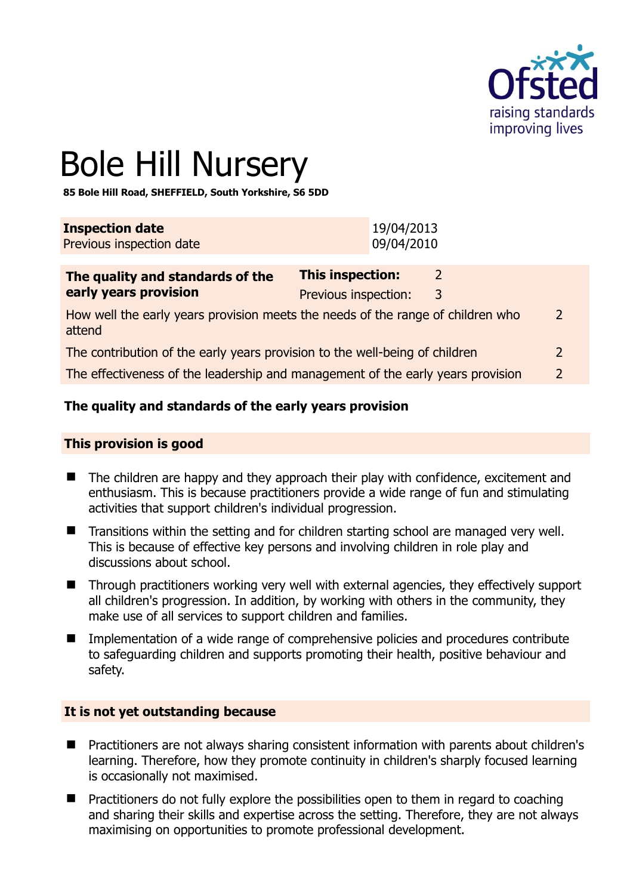# Bole Hill Nursery

**85 Bole Hill Road, SHEFFIELD, South Yorkshire, S6 5DD**

| **Inspection date** | 19/04/2013 |
|---|---|
| Previous inspection date | 09/04/2010 |

| **The quality and standards of the early years provision** | **This inspection:** 2 | |
|---|---|---|
| | Previous inspection: 3 | |
| How well the early years provision meets the needs of the range of children who attend | | 2 |
| The contribution of the early years provision to the well-being of children | | 2 |
| The effectiveness of the leadership and management of the early years provision | | 2 |

## The quality and standards of the early years provision

### This provision is good

- The children are happy and they approach their play with confidence, excitement and enthusiasm. This is because practitioners provide a wide range of fun and stimulating activities that support children's individual progression.
- Transitions within the setting and for children starting school are managed very well. This is because of effective key persons and involving children in role play and discussions about school.
- Through practitioners working very well with external agencies, they effectively support all children's progression. In addition, by working with others in the community, they make use of all services to support children and families.
- Implementation of a wide range of comprehensive policies and procedures contribute to safeguarding children and supports promoting their health, positive behaviour and safety.

### It is not yet outstanding because

- Practitioners are not always sharing consistent information with parents about children's learning. Therefore, how they promote continuity in children's sharply focused learning is occasionally not maximised.
- Practitioners do not fully explore the possibilities open to them in regard to coaching and sharing their skills and expertise across the setting. Therefore, they are not always maximising on opportunities to promote professional development.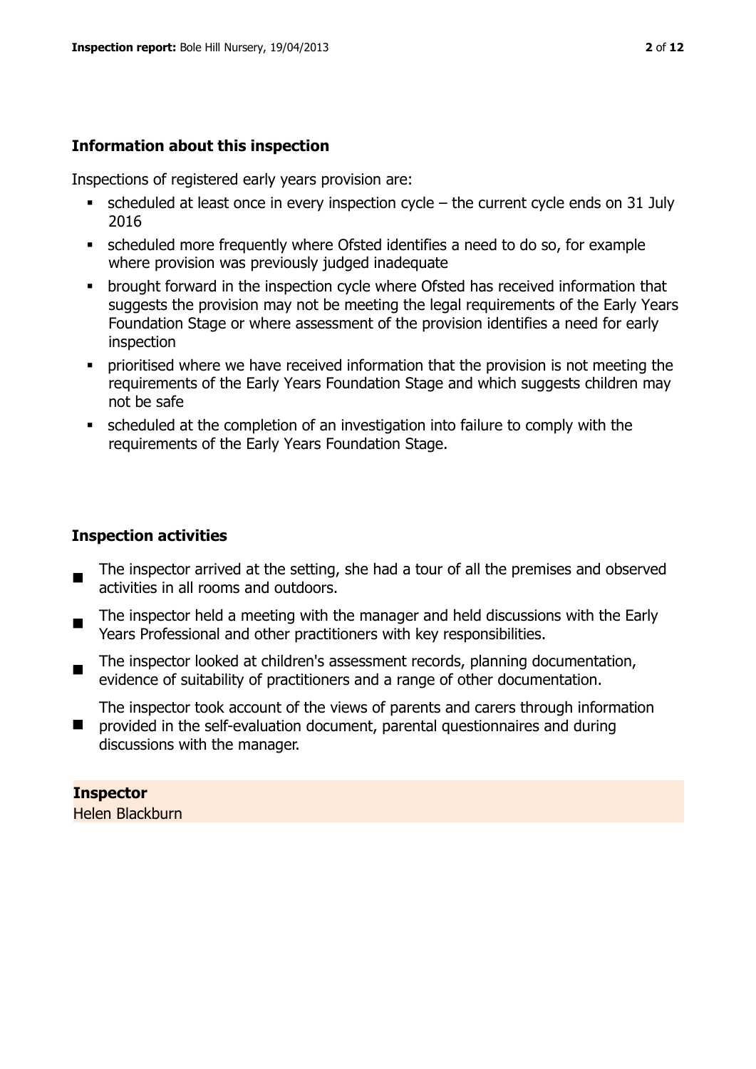## Information about this inspection

Inspections of registered early years provision are:

- scheduled at least once in every inspection cycle – the current cycle ends on 31 July 2016
- scheduled more frequently where Ofsted identifies a need to do so, for example where provision was previously judged inadequate
- brought forward in the inspection cycle where Ofsted has received information that suggests the provision may not be meeting the legal requirements of the Early Years Foundation Stage or where assessment of the provision identifies a need for early inspection
- prioritised where we have received information that the provision is not meeting the requirements of the Early Years Foundation Stage and which suggests children may not be safe
- scheduled at the completion of an investigation into failure to comply with the requirements of the Early Years Foundation Stage.

## Inspection activities

- The inspector arrived at the setting, she had a tour of all the premises and observed activities in all rooms and outdoors.
- The inspector held a meeting with the manager and held discussions with the Early Years Professional and other practitioners with key responsibilities.
- The inspector looked at children's assessment records, planning documentation, evidence of suitability of practitioners and a range of other documentation.
- The inspector took account of the views of parents and carers through information provided in the self-evaluation document, parental questionnaires and during discussions with the manager.

**Inspector**
Helen Blackburn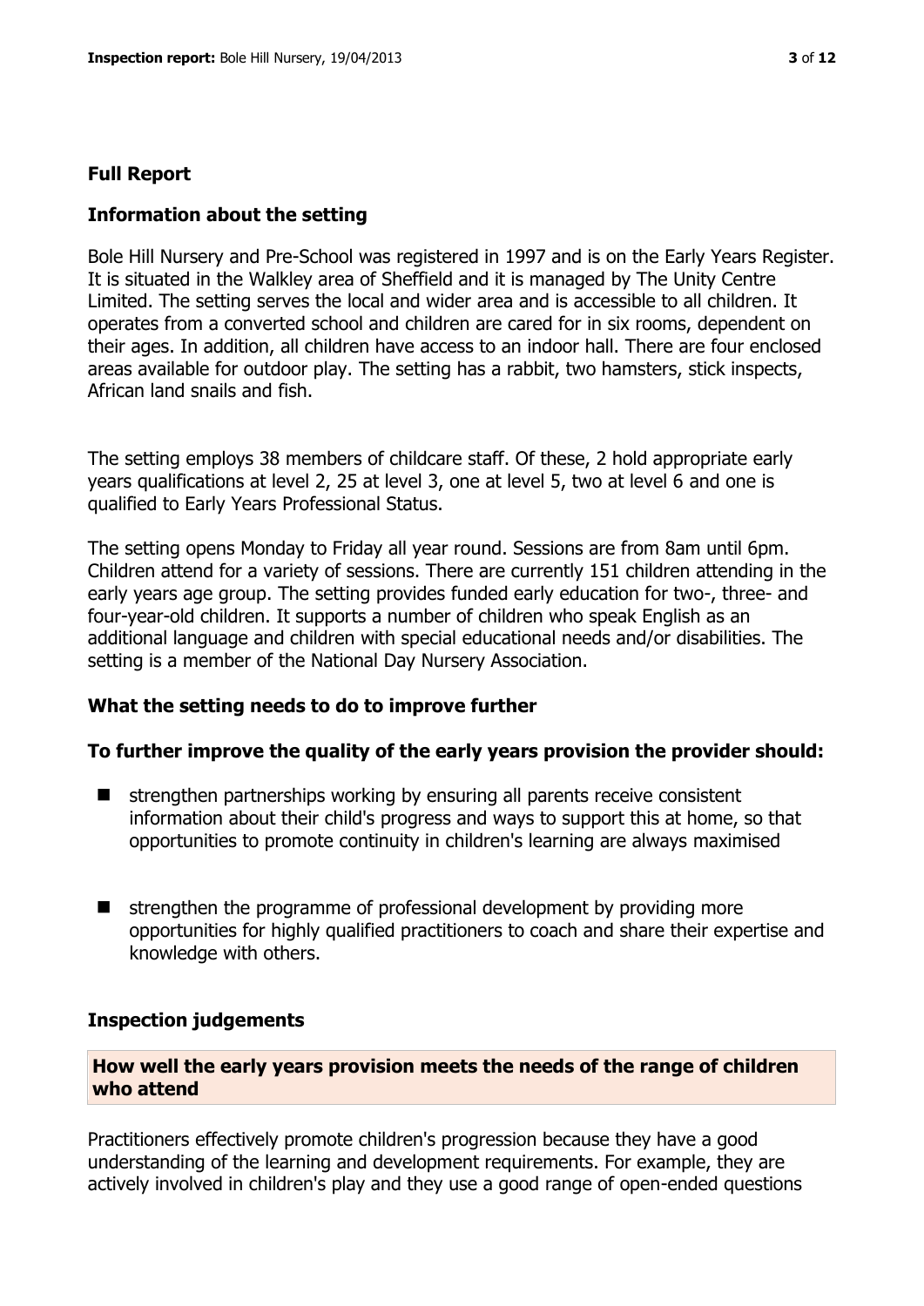## Full Report

### Information about the setting

Bole Hill Nursery and Pre-School was registered in 1997 and is on the Early Years Register. It is situated in the Walkley area of Sheffield and it is managed by The Unity Centre Limited. The setting serves the local and wider area and is accessible to all children. It operates from a converted school and children are cared for in six rooms, dependent on their ages. In addition, all children have access to an indoor hall. There are four enclosed areas available for outdoor play. The setting has a rabbit, two hamsters, stick inspects, African land snails and fish.

The setting employs 38 members of childcare staff. Of these, 2 hold appropriate early years qualifications at level 2, 25 at level 3, one at level 5, two at level 6 and one is qualified to Early Years Professional Status.

The setting opens Monday to Friday all year round. Sessions are from 8am until 6pm. Children attend for a variety of sessions. There are currently 151 children attending in the early years age group. The setting provides funded early education for two-, three- and four-year-old children. It supports a number of children who speak English as an additional language and children with special educational needs and/or disabilities. The setting is a member of the National Day Nursery Association.

### What the setting needs to do to improve further

### To further improve the quality of the early years provision the provider should:

- strengthen partnerships working by ensuring all parents receive consistent information about their child's progress and ways to support this at home, so that opportunities to promote continuity in children's learning are always maximised
- strengthen the programme of professional development by providing more opportunities for highly qualified practitioners to coach and share their expertise and knowledge with others.

### Inspection judgements

### How well the early years provision meets the needs of the range of children who attend

Practitioners effectively promote children's progression because they have a good understanding of the learning and development requirements. For example, they are actively involved in children's play and they use a good range of open-ended questions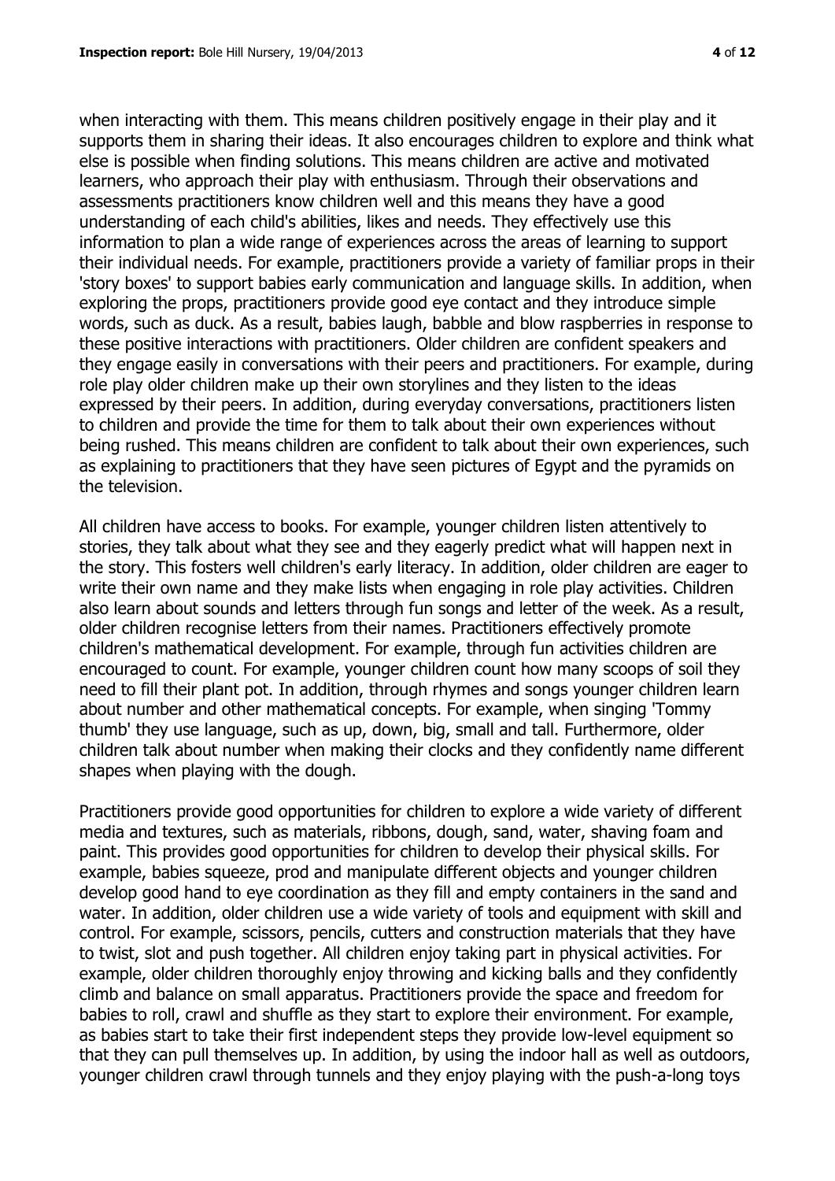when interacting with them. This means children positively engage in their play and it supports them in sharing their ideas. It also encourages children to explore and think what else is possible when finding solutions. This means children are active and motivated learners, who approach their play with enthusiasm. Through their observations and assessments practitioners know children well and this means they have a good understanding of each child's abilities, likes and needs. They effectively use this information to plan a wide range of experiences across the areas of learning to support their individual needs. For example, practitioners provide a variety of familiar props in their 'story boxes' to support babies early communication and language skills. In addition, when exploring the props, practitioners provide good eye contact and they introduce simple words, such as duck. As a result, babies laugh, babble and blow raspberries in response to these positive interactions with practitioners. Older children are confident speakers and they engage easily in conversations with their peers and practitioners. For example, during role play older children make up their own storylines and they listen to the ideas expressed by their peers. In addition, during everyday conversations, practitioners listen to children and provide the time for them to talk about their own experiences without being rushed. This means children are confident to talk about their own experiences, such as explaining to practitioners that they have seen pictures of Egypt and the pyramids on the television.

All children have access to books. For example, younger children listen attentively to stories, they talk about what they see and they eagerly predict what will happen next in the story. This fosters well children's early literacy. In addition, older children are eager to write their own name and they make lists when engaging in role play activities. Children also learn about sounds and letters through fun songs and letter of the week. As a result, older children recognise letters from their names. Practitioners effectively promote children's mathematical development. For example, through fun activities children are encouraged to count. For example, younger children count how many scoops of soil they need to fill their plant pot. In addition, through rhymes and songs younger children learn about number and other mathematical concepts. For example, when singing 'Tommy thumb' they use language, such as up, down, big, small and tall. Furthermore, older children talk about number when making their clocks and they confidently name different shapes when playing with the dough.

Practitioners provide good opportunities for children to explore a wide variety of different media and textures, such as materials, ribbons, dough, sand, water, shaving foam and paint. This provides good opportunities for children to develop their physical skills. For example, babies squeeze, prod and manipulate different objects and younger children develop good hand to eye coordination as they fill and empty containers in the sand and water. In addition, older children use a wide variety of tools and equipment with skill and control. For example, scissors, pencils, cutters and construction materials that they have to twist, slot and push together. All children enjoy taking part in physical activities. For example, older children thoroughly enjoy throwing and kicking balls and they confidently climb and balance on small apparatus. Practitioners provide the space and freedom for babies to roll, crawl and shuffle as they start to explore their environment. For example, as babies start to take their first independent steps they provide low-level equipment so that they can pull themselves up. In addition, by using the indoor hall as well as outdoors, younger children crawl through tunnels and they enjoy playing with the push-a-long toys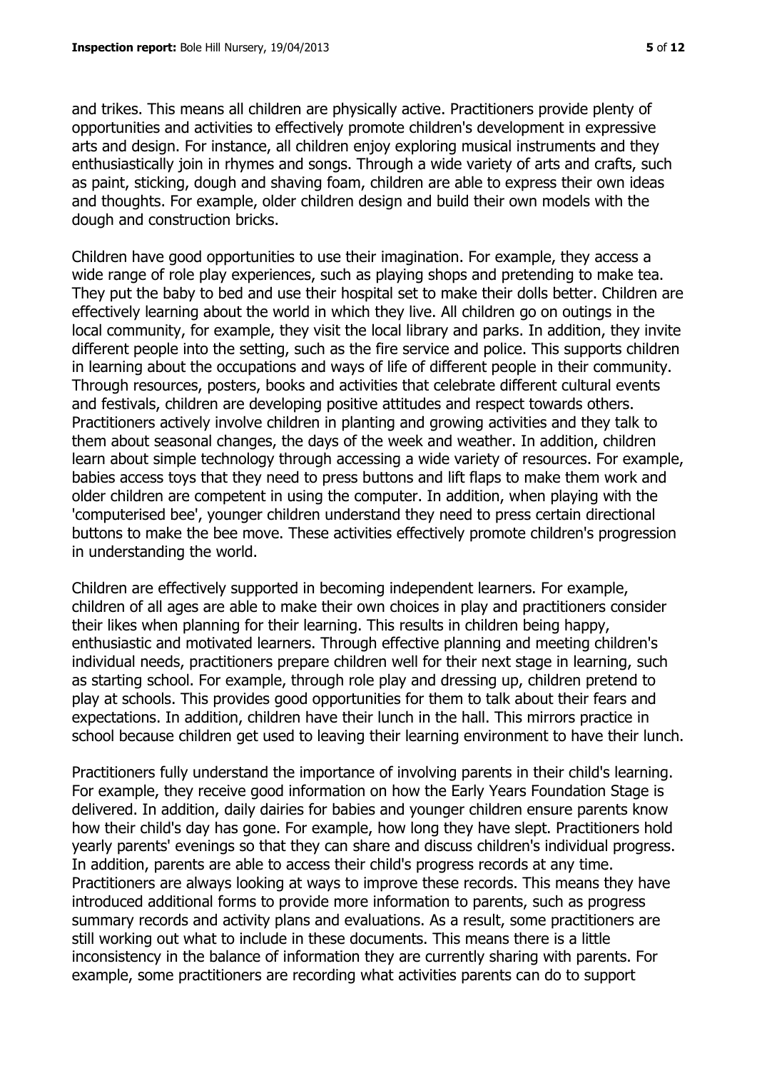and trikes. This means all children are physically active. Practitioners provide plenty of opportunities and activities to effectively promote children's development in expressive arts and design. For instance, all children enjoy exploring musical instruments and they enthusiastically join in rhymes and songs. Through a wide variety of arts and crafts, such as paint, sticking, dough and shaving foam, children are able to express their own ideas and thoughts. For example, older children design and build their own models with the dough and construction bricks.

Children have good opportunities to use their imagination. For example, they access a wide range of role play experiences, such as playing shops and pretending to make tea. They put the baby to bed and use their hospital set to make their dolls better. Children are effectively learning about the world in which they live. All children go on outings in the local community, for example, they visit the local library and parks. In addition, they invite different people into the setting, such as the fire service and police. This supports children in learning about the occupations and ways of life of different people in their community. Through resources, posters, books and activities that celebrate different cultural events and festivals, children are developing positive attitudes and respect towards others. Practitioners actively involve children in planting and growing activities and they talk to them about seasonal changes, the days of the week and weather. In addition, children learn about simple technology through accessing a wide variety of resources. For example, babies access toys that they need to press buttons and lift flaps to make them work and older children are competent in using the computer. In addition, when playing with the 'computerised bee', younger children understand they need to press certain directional buttons to make the bee move. These activities effectively promote children's progression in understanding the world.

Children are effectively supported in becoming independent learners. For example, children of all ages are able to make their own choices in play and practitioners consider their likes when planning for their learning. This results in children being happy, enthusiastic and motivated learners. Through effective planning and meeting children's individual needs, practitioners prepare children well for their next stage in learning, such as starting school. For example, through role play and dressing up, children pretend to play at schools. This provides good opportunities for them to talk about their fears and expectations. In addition, children have their lunch in the hall. This mirrors practice in school because children get used to leaving their learning environment to have their lunch.

Practitioners fully understand the importance of involving parents in their child's learning. For example, they receive good information on how the Early Years Foundation Stage is delivered. In addition, daily dairies for babies and younger children ensure parents know how their child's day has gone. For example, how long they have slept. Practitioners hold yearly parents' evenings so that they can share and discuss children's individual progress. In addition, parents are able to access their child's progress records at any time. Practitioners are always looking at ways to improve these records. This means they have introduced additional forms to provide more information to parents, such as progress summary records and activity plans and evaluations. As a result, some practitioners are still working out what to include in these documents. This means there is a little inconsistency in the balance of information they are currently sharing with parents. For example, some practitioners are recording what activities parents can do to support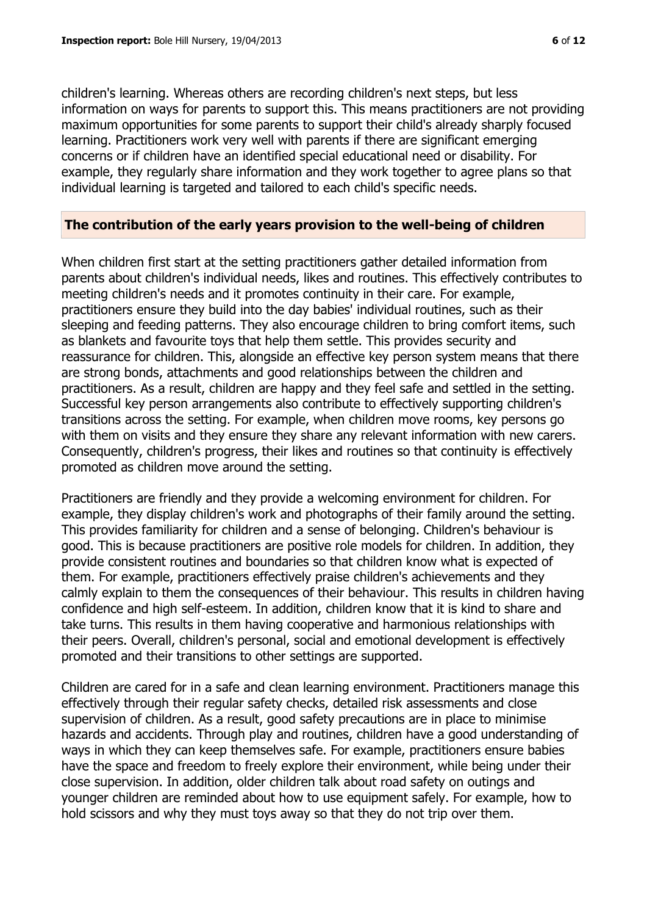children's learning. Whereas others are recording children's next steps, but less information on ways for parents to support this. This means practitioners are not providing maximum opportunities for some parents to support their child's already sharply focused learning. Practitioners work very well with parents if there are significant emerging concerns or if children have an identified special educational need or disability. For example, they regularly share information and they work together to agree plans so that individual learning is targeted and tailored to each child's specific needs.

## The contribution of the early years provision to the well-being of children

When children first start at the setting practitioners gather detailed information from parents about children's individual needs, likes and routines. This effectively contributes to meeting children's needs and it promotes continuity in their care. For example, practitioners ensure they build into the day babies' individual routines, such as their sleeping and feeding patterns. They also encourage children to bring comfort items, such as blankets and favourite toys that help them settle. This provides security and reassurance for children. This, alongside an effective key person system means that there are strong bonds, attachments and good relationships between the children and practitioners. As a result, children are happy and they feel safe and settled in the setting. Successful key person arrangements also contribute to effectively supporting children's transitions across the setting. For example, when children move rooms, key persons go with them on visits and they ensure they share any relevant information with new carers. Consequently, children's progress, their likes and routines so that continuity is effectively promoted as children move around the setting.

Practitioners are friendly and they provide a welcoming environment for children. For example, they display children's work and photographs of their family around the setting. This provides familiarity for children and a sense of belonging. Children's behaviour is good. This is because practitioners are positive role models for children. In addition, they provide consistent routines and boundaries so that children know what is expected of them. For example, practitioners effectively praise children's achievements and they calmly explain to them the consequences of their behaviour. This results in children having confidence and high self-esteem. In addition, children know that it is kind to share and take turns. This results in them having cooperative and harmonious relationships with their peers. Overall, children's personal, social and emotional development is effectively promoted and their transitions to other settings are supported.

Children are cared for in a safe and clean learning environment. Practitioners manage this effectively through their regular safety checks, detailed risk assessments and close supervision of children. As a result, good safety precautions are in place to minimise hazards and accidents. Through play and routines, children have a good understanding of ways in which they can keep themselves safe. For example, practitioners ensure babies have the space and freedom to freely explore their environment, while being under their close supervision. In addition, older children talk about road safety on outings and younger children are reminded about how to use equipment safely. For example, how to hold scissors and why they must toys away so that they do not trip over them.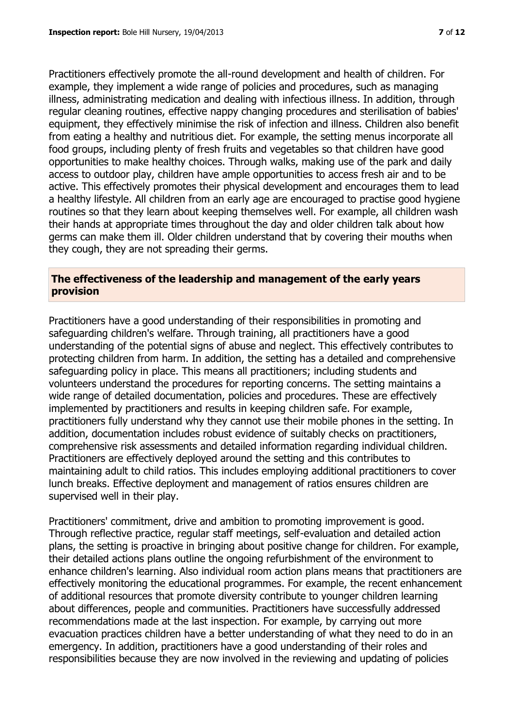Practitioners effectively promote the all-round development and health of children. For example, they implement a wide range of policies and procedures, such as managing illness, administrating medication and dealing with infectious illness. In addition, through regular cleaning routines, effective nappy changing procedures and sterilisation of babies' equipment, they effectively minimise the risk of infection and illness. Children also benefit from eating a healthy and nutritious diet. For example, the setting menus incorporate all food groups, including plenty of fresh fruits and vegetables so that children have good opportunities to make healthy choices. Through walks, making use of the park and daily access to outdoor play, children have ample opportunities to access fresh air and to be active. This effectively promotes their physical development and encourages them to lead a healthy lifestyle. All children from an early age are encouraged to practise good hygiene routines so that they learn about keeping themselves well. For example, all children wash their hands at appropriate times throughout the day and older children talk about how germs can make them ill. Older children understand that by covering their mouths when they cough, they are not spreading their germs.

## The effectiveness of the leadership and management of the early years provision

Practitioners have a good understanding of their responsibilities in promoting and safeguarding children's welfare. Through training, all practitioners have a good understanding of the potential signs of abuse and neglect. This effectively contributes to protecting children from harm. In addition, the setting has a detailed and comprehensive safeguarding policy in place. This means all practitioners; including students and volunteers understand the procedures for reporting concerns. The setting maintains a wide range of detailed documentation, policies and procedures. These are effectively implemented by practitioners and results in keeping children safe. For example, practitioners fully understand why they cannot use their mobile phones in the setting. In addition, documentation includes robust evidence of suitably checks on practitioners, comprehensive risk assessments and detailed information regarding individual children. Practitioners are effectively deployed around the setting and this contributes to maintaining adult to child ratios. This includes employing additional practitioners to cover lunch breaks. Effective deployment and management of ratios ensures children are supervised well in their play.

Practitioners' commitment, drive and ambition to promoting improvement is good. Through reflective practice, regular staff meetings, self-evaluation and detailed action plans, the setting is proactive in bringing about positive change for children. For example, their detailed actions plans outline the ongoing refurbishment of the environment to enhance children's learning. Also individual room action plans means that practitioners are effectively monitoring the educational programmes. For example, the recent enhancement of additional resources that promote diversity contribute to younger children learning about differences, people and communities. Practitioners have successfully addressed recommendations made at the last inspection. For example, by carrying out more evacuation practices children have a better understanding of what they need to do in an emergency. In addition, practitioners have a good understanding of their roles and responsibilities because they are now involved in the reviewing and updating of policies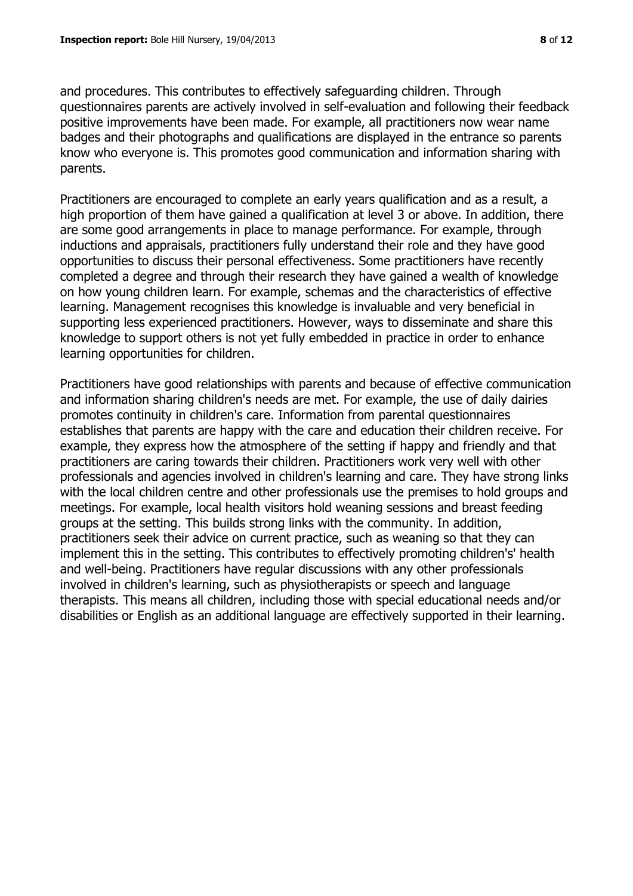and procedures. This contributes to effectively safeguarding children. Through questionnaires parents are actively involved in self-evaluation and following their feedback positive improvements have been made. For example, all practitioners now wear name badges and their photographs and qualifications are displayed in the entrance so parents know who everyone is. This promotes good communication and information sharing with parents.

Practitioners are encouraged to complete an early years qualification and as a result, a high proportion of them have gained a qualification at level 3 or above. In addition, there are some good arrangements in place to manage performance. For example, through inductions and appraisals, practitioners fully understand their role and they have good opportunities to discuss their personal effectiveness. Some practitioners have recently completed a degree and through their research they have gained a wealth of knowledge on how young children learn. For example, schemas and the characteristics of effective learning. Management recognises this knowledge is invaluable and very beneficial in supporting less experienced practitioners. However, ways to disseminate and share this knowledge to support others is not yet fully embedded in practice in order to enhance learning opportunities for children.

Practitioners have good relationships with parents and because of effective communication and information sharing children's needs are met. For example, the use of daily dairies promotes continuity in children's care. Information from parental questionnaires establishes that parents are happy with the care and education their children receive. For example, they express how the atmosphere of the setting if happy and friendly and that practitioners are caring towards their children. Practitioners work very well with other professionals and agencies involved in children's learning and care. They have strong links with the local children centre and other professionals use the premises to hold groups and meetings. For example, local health visitors hold weaning sessions and breast feeding groups at the setting. This builds strong links with the community. In addition, practitioners seek their advice on current practice, such as weaning so that they can implement this in the setting. This contributes to effectively promoting children's' health and well-being. Practitioners have regular discussions with any other professionals involved in children's learning, such as physiotherapists or speech and language therapists. This means all children, including those with special educational needs and/or disabilities or English as an additional language are effectively supported in their learning.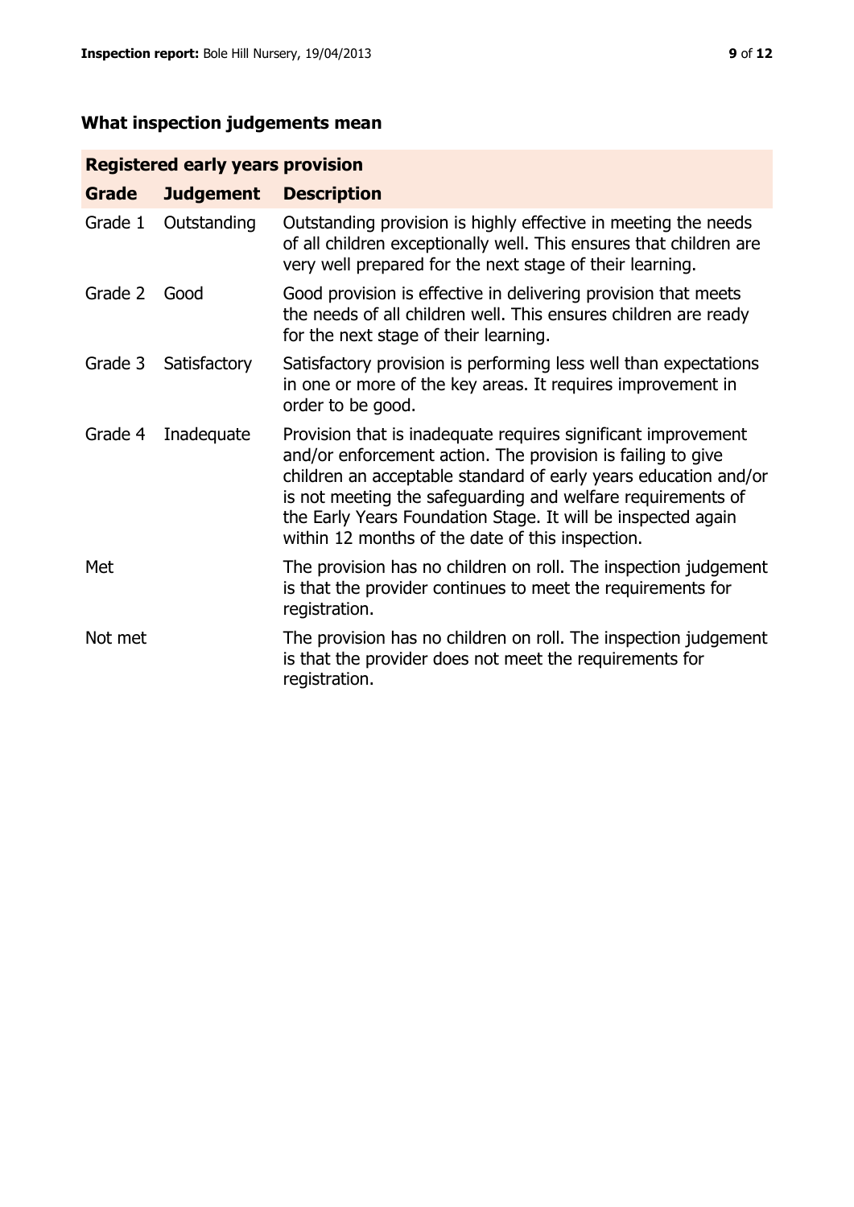## What inspection judgements mean

| Registered early years provision | | |
|---|---|---|
| **Grade** | **Judgement** | **Description** |
| Grade 1 | Outstanding | Outstanding provision is highly effective in meeting the needs of all children exceptionally well. This ensures that children are very well prepared for the next stage of their learning. |
| Grade 2 | Good | Good provision is effective in delivering provision that meets the needs of all children well. This ensures children are ready for the next stage of their learning. |
| Grade 3 | Satisfactory | Satisfactory provision is performing less well than expectations in one or more of the key areas. It requires improvement in order to be good. |
| Grade 4 | Inadequate | Provision that is inadequate requires significant improvement and/or enforcement action. The provision is failing to give children an acceptable standard of early years education and/or is not meeting the safeguarding and welfare requirements of the Early Years Foundation Stage. It will be inspected again within 12 months of the date of this inspection. |
| Met | | The provision has no children on roll. The inspection judgement is that the provider continues to meet the requirements for registration. |
| Not met | | The provision has no children on roll. The inspection judgement is that the provider does not meet the requirements for registration. |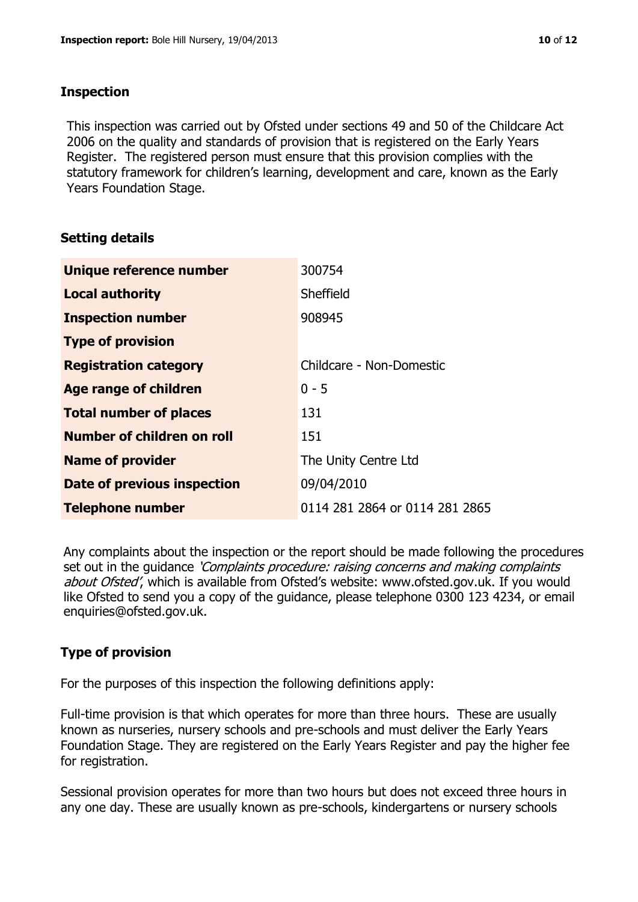## Inspection

This inspection was carried out by Ofsted under sections 49 and 50 of the Childcare Act 2006 on the quality and standards of provision that is registered on the Early Years Register. The registered person must ensure that this provision complies with the statutory framework for children's learning, development and care, known as the Early Years Foundation Stage.

## Setting details

| | |
|---|---|
| **Unique reference number** | 300754 |
| **Local authority** | Sheffield |
| **Inspection number** | 908945 |
| **Type of provision** | |
| **Registration category** | Childcare - Non-Domestic |
| **Age range of children** | 0 - 5 |
| **Total number of places** | 131 |
| **Number of children on roll** | 151 |
| **Name of provider** | The Unity Centre Ltd |
| **Date of previous inspection** | 09/04/2010 |
| **Telephone number** | 0114 281 2864 or 0114 281 2865 |

Any complaints about the inspection or the report should be made following the procedures set out in the guidance *'Complaints procedure: raising concerns and making complaints about Ofsted'*, which is available from Ofsted's website: www.ofsted.gov.uk. If you would like Ofsted to send you a copy of the guidance, please telephone 0300 123 4234, or email enquiries@ofsted.gov.uk.

## Type of provision

For the purposes of this inspection the following definitions apply:

Full-time provision is that which operates for more than three hours. These are usually known as nurseries, nursery schools and pre-schools and must deliver the Early Years Foundation Stage. They are registered on the Early Years Register and pay the higher fee for registration.

Sessional provision operates for more than two hours but does not exceed three hours in any one day. These are usually known as pre-schools, kindergartens or nursery schools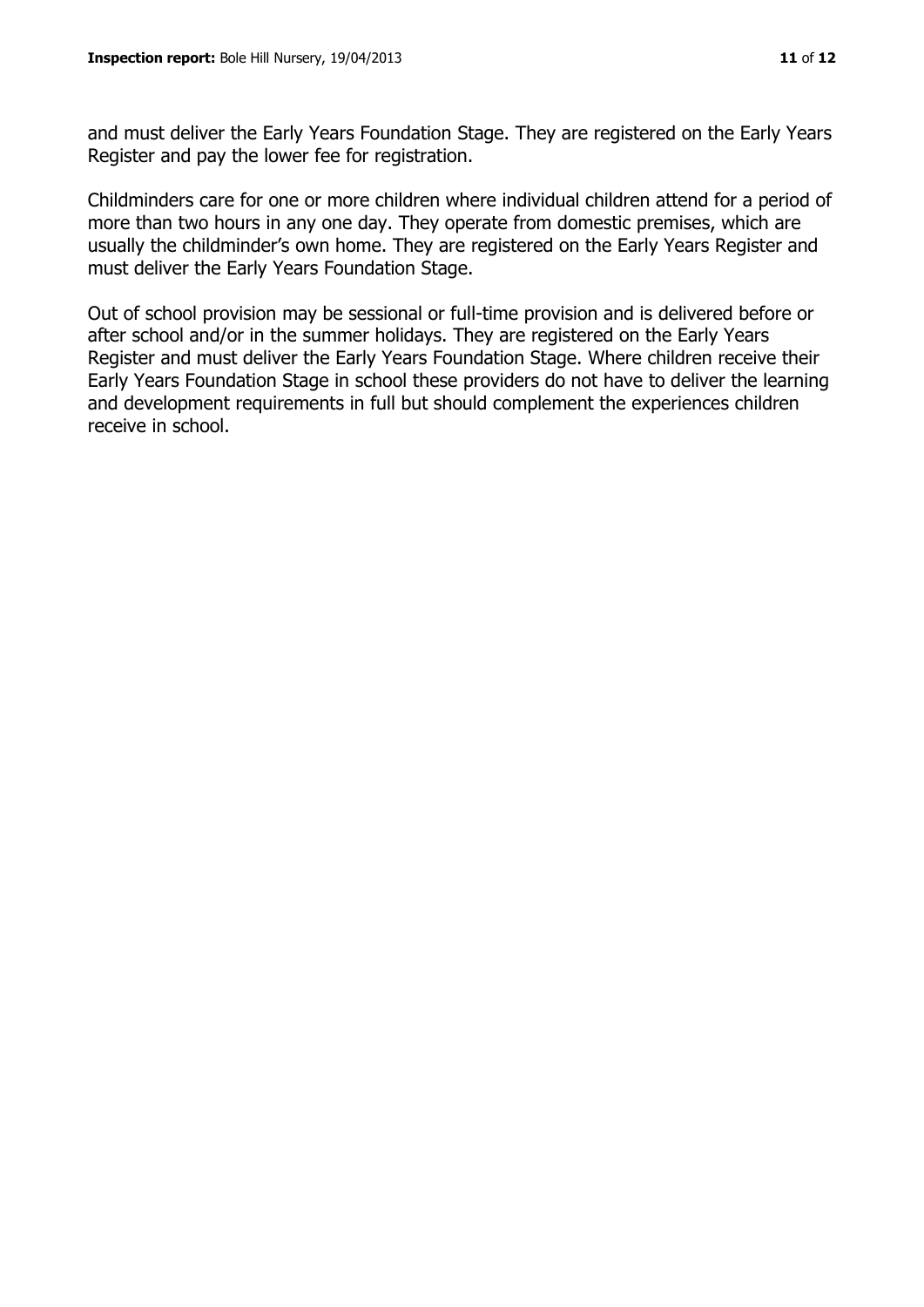and must deliver the Early Years Foundation Stage. They are registered on the Early Years Register and pay the lower fee for registration.

Childminders care for one or more children where individual children attend for a period of more than two hours in any one day. They operate from domestic premises, which are usually the childminder's own home. They are registered on the Early Years Register and must deliver the Early Years Foundation Stage.

Out of school provision may be sessional or full-time provision and is delivered before or after school and/or in the summer holidays. They are registered on the Early Years Register and must deliver the Early Years Foundation Stage. Where children receive their Early Years Foundation Stage in school these providers do not have to deliver the learning and development requirements in full but should complement the experiences children receive in school.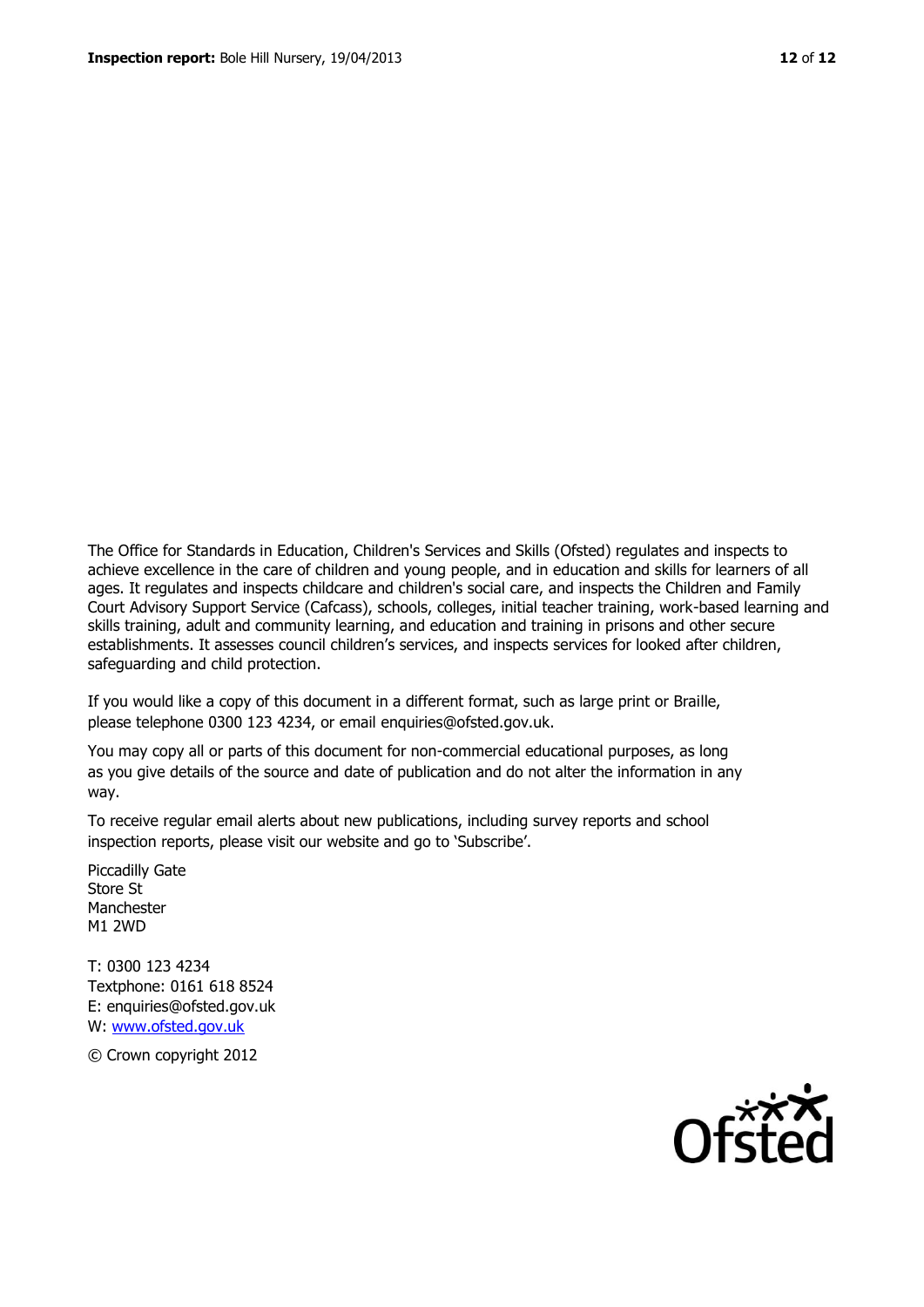The Office for Standards in Education, Children's Services and Skills (Ofsted) regulates and inspects to achieve excellence in the care of children and young people, and in education and skills for learners of all ages. It regulates and inspects childcare and children's social care, and inspects the Children and Family Court Advisory Support Service (Cafcass), schools, colleges, initial teacher training, work-based learning and skills training, adult and community learning, and education and training in prisons and other secure establishments. It assesses council children's services, and inspects services for looked after children, safeguarding and child protection.

If you would like a copy of this document in a different format, such as large print or Braille, please telephone 0300 123 4234, or email enquiries@ofsted.gov.uk.

You may copy all or parts of this document for non-commercial educational purposes, as long as you give details of the source and date of publication and do not alter the information in any way.

To receive regular email alerts about new publications, including survey reports and school inspection reports, please visit our website and go to 'Subscribe'.

Piccadilly Gate
Store St
Manchester
M1 2WD

T: 0300 123 4234
Textphone: 0161 618 8524
E: enquiries@ofsted.gov.uk
W: www.ofsted.gov.uk

© Crown copyright 2012

Ofsted